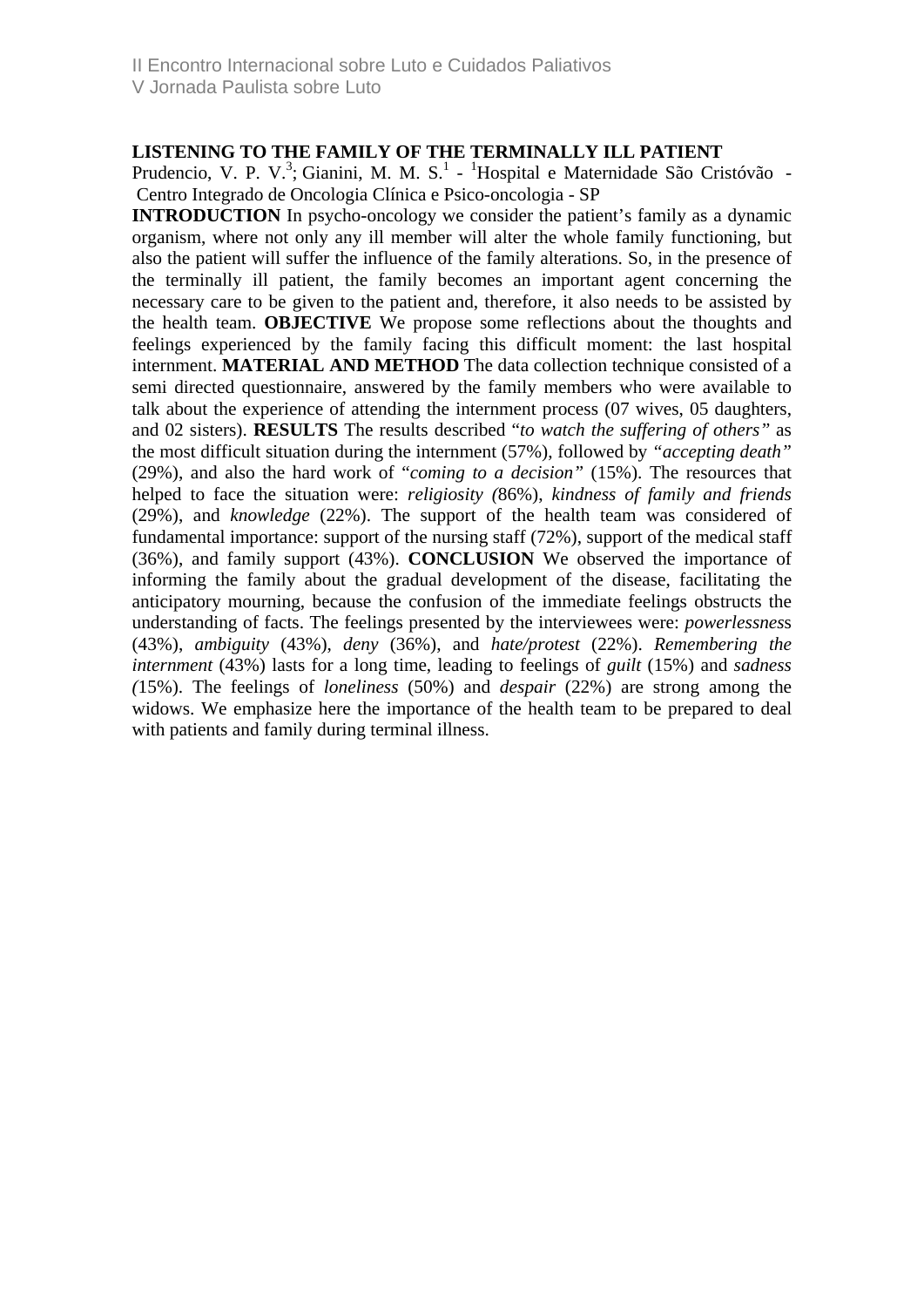II Encontro Internacional sobre Luto e Cuidados Paliativos
V Jornada Paulista sobre Luto

**LISTENING TO THE FAMILY OF THE TERMINALLY ILL PATIENT**

Prudencio, V. P. V.[3]; Gianini, M. M. S.[1] - [1]Hospital e Maternidade São Cristóvão - Centro Integrado de Oncologia Clínica e Psico-oncologia - SP

**INTRODUCTION** In psycho-oncology we consider the patient's family as a dynamic organism, where not only any ill member will alter the whole family functioning, but also the patient will suffer the influence of the family alterations. So, in the presence of the terminally ill patient, the family becomes an important agent concerning the necessary care to be given to the patient and, therefore, it also needs to be assisted by the health team. **OBJECTIVE** We propose some reflections about the thoughts and feelings experienced by the family facing this difficult moment: the last hospital internment. **MATERIAL AND METHOD** The data collection technique consisted of a semi directed questionnaire, answered by the family members who were available to talk about the experience of attending the internment process (07 wives, 05 daughters, and 02 sisters). **RESULTS** The results described "*to watch the suffering of others"* as the most difficult situation during the internment (57%), followed by *"accepting death"* (29%), and also the hard work of "*coming to a decision"* (15%). The resources that helped to face the situation were: *religiosity (*86%), *kindness of family and friends* (29%), and *knowledge* (22%). The support of the health team was considered of fundamental importance: support of the nursing staff (72%), support of the medical staff (36%), and family support (43%). **CONCLUSION** We observed the importance of informing the family about the gradual development of the disease, facilitating the anticipatory mourning, because the confusion of the immediate feelings obstructs the understanding of facts. The feelings presented by the interviewees were: *powerlessnes*s (43%), *ambiguity* (43%), *deny* (36%), and *hate/protest* (22%). *Remembering the internment* (43%) lasts for a long time, leading to feelings of *guilt* (15%) and *sadness (*15%). The feelings of *loneliness* (50%) and *despair* (22%) are strong among the widows. We emphasize here the importance of the health team to be prepared to deal with patients and family during terminal illness.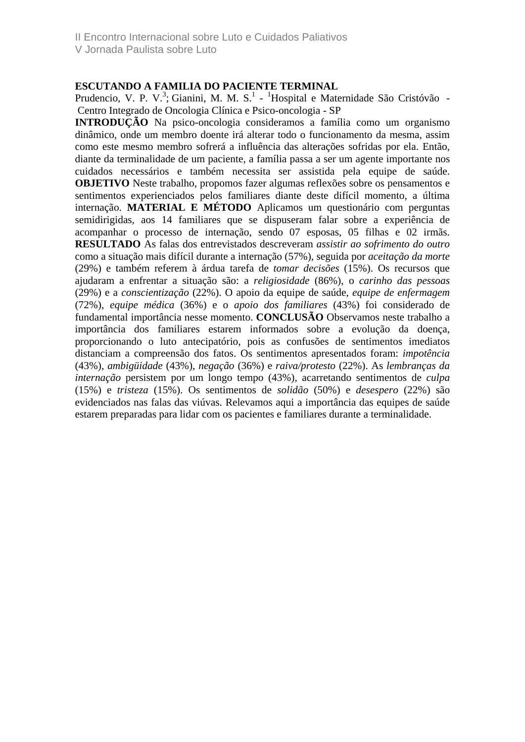## ESCUTANDO A FAMILIA DO PACIENTE TERMINAL

Prudencio, V. P. V.[3]; Gianini, M. M. S.[1] - [1]Hospital e Maternidade São Cristóvão - Centro Integrado de Oncologia Clínica e Psico-oncologia - SP

**INTRODUÇÃO** Na psico-oncologia consideramos a família como um organismo dinâmico, onde um membro doente irá alterar todo o funcionamento da mesma, assim como este mesmo membro sofrerá a influência das alterações sofridas por ela. Então, diante da terminalidade de um paciente, a família passa a ser um agente importante nos cuidados necessários e também necessita ser assistida pela equipe de saúde. **OBJETIVO** Neste trabalho, propomos fazer algumas reflexões sobre os pensamentos e sentimentos experienciados pelos familiares diante deste difícil momento, a última internação. **MATERIAL E MÉTODO** Aplicamos um questionário com perguntas semidirigidas, aos 14 familiares que se dispuseram falar sobre a experiência de acompanhar o processo de internação, sendo 07 esposas, 05 filhas e 02 irmãs. **RESULTADO** As falas dos entrevistados descreveram *assistir ao sofrimento do outro* como a situação mais difícil durante a internação (57%), seguida por *aceitação da morte* (29%) e também referem à árdua tarefa de *tomar decisões* (15%). Os recursos que ajudaram a enfrentar a situação são: a *religiosidade* (86%), o *carinho das pessoas* (29%) e a *conscientização* (22%). O apoio da equipe de saúde, *equipe de enfermagem* (72%), *equipe médica* (36%) e o *apoio dos familiares* (43%) foi considerado de fundamental importância nesse momento. **CONCLUSÃO** Observamos neste trabalho a importância dos familiares estarem informados sobre a evolução da doença, proporcionando o luto antecipatório, pois as confusões de sentimentos imediatos distanciam a compreensão dos fatos. Os sentimentos apresentados foram: *impotência* (43%), *ambigüidade* (43%), *negação* (36%) e *raiva/protesto* (22%). As *lembranças da internação* persistem por um longo tempo (43%), acarretando sentimentos de *culpa* (15%) e *tristeza* (15%). Os sentimentos de *solidão* (50%) e *desespero* (22%) são evidenciados nas falas das viúvas. Relevamos aqui a importância das equipes de saúde estarem preparadas para lidar com os pacientes e familiares durante a terminalidade.